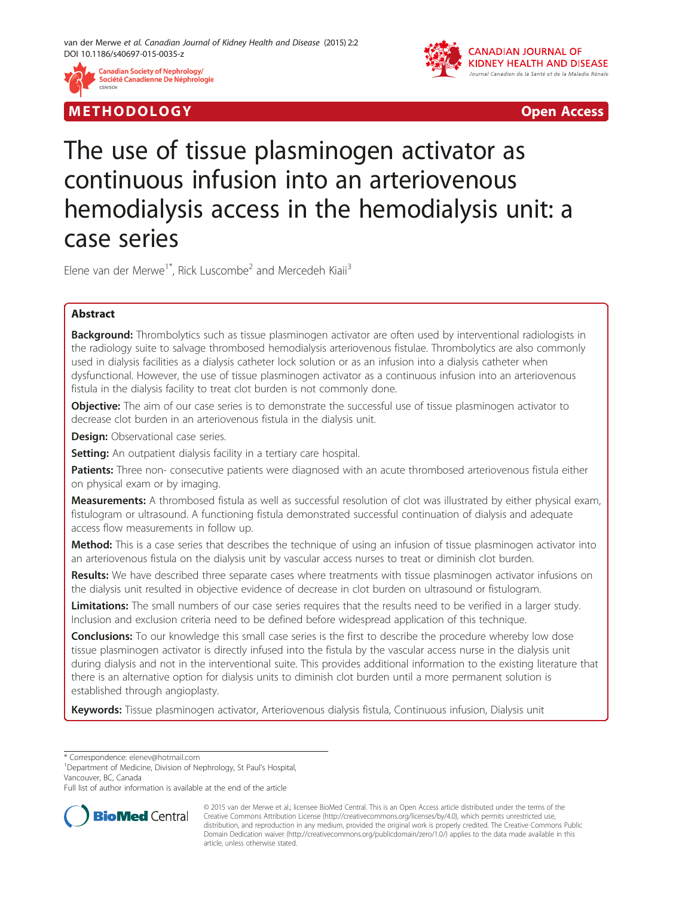METHODOLOGY Open Access

# The use of tissue plasminogen activator as continuous infusion into an arteriovenous hemodialysis access in the hemodialysis unit: a case series

Elene van der Merwe[1*], Rick Luscombe[2] and Mercedeh Kiaii[3]

## Abstract

**Background:** Thrombolytics such as tissue plasminogen activator are often used by interventional radiologists in the radiology suite to salvage thrombosed hemodialysis arteriovenous fistulae. Thrombolytics are also commonly used in dialysis facilities as a dialysis catheter lock solution or as an infusion into a dialysis catheter when dysfunctional. However, the use of tissue plasminogen activator as a continuous infusion into an arteriovenous fistula in the dialysis facility to treat clot burden is not commonly done.

**Objective:** The aim of our case series is to demonstrate the successful use of tissue plasminogen activator to decrease clot burden in an arteriovenous fistula in the dialysis unit.

**Design:** Observational case series.

**Setting:** An outpatient dialysis facility in a tertiary care hospital.

**Patients:** Three non- consecutive patients were diagnosed with an acute thrombosed arteriovenous fistula either on physical exam or by imaging.

**Measurements:** A thrombosed fistula as well as successful resolution of clot was illustrated by either physical exam, fistulogram or ultrasound. A functioning fistula demonstrated successful continuation of dialysis and adequate access flow measurements in follow up.

**Method:** This is a case series that describes the technique of using an infusion of tissue plasminogen activator into an arteriovenous fistula on the dialysis unit by vascular access nurses to treat or diminish clot burden.

**Results:** We have described three separate cases where treatments with tissue plasminogen activator infusions on the dialysis unit resulted in objective evidence of decrease in clot burden on ultrasound or fistulogram.

**Limitations:** The small numbers of our case series requires that the results need to be verified in a larger study. Inclusion and exclusion criteria need to be defined before widespread application of this technique.

**Conclusions:** To our knowledge this small case series is the first to describe the procedure whereby low dose tissue plasminogen activator is directly infused into the fistula by the vascular access nurse in the dialysis unit during dialysis and not in the interventional suite. This provides additional information to the existing literature that there is an alternative option for dialysis units to diminish clot burden until a more permanent solution is established through angioplasty.

**Keywords:** Tissue plasminogen activator, Arteriovenous dialysis fistula, Continuous infusion, Dialysis unit

* Correspondence: elenev@hotmail.com
[1]Department of Medicine, Division of Nephrology, St Paul's Hospital, Vancouver, BC, Canada
Full list of author information is available at the end of the article

© 2015 van der Merwe et al.; licensee BioMed Central. This is an Open Access article distributed under the terms of the Creative Commons Attribution License (http://creativecommons.org/licenses/by/4.0), which permits unrestricted use, distribution, and reproduction in any medium, provided the original work is properly credited. The Creative Commons Public Domain Dedication waiver (http://creativecommons.org/publicdomain/zero/1.0/) applies to the data made available in this article, unless otherwise stated.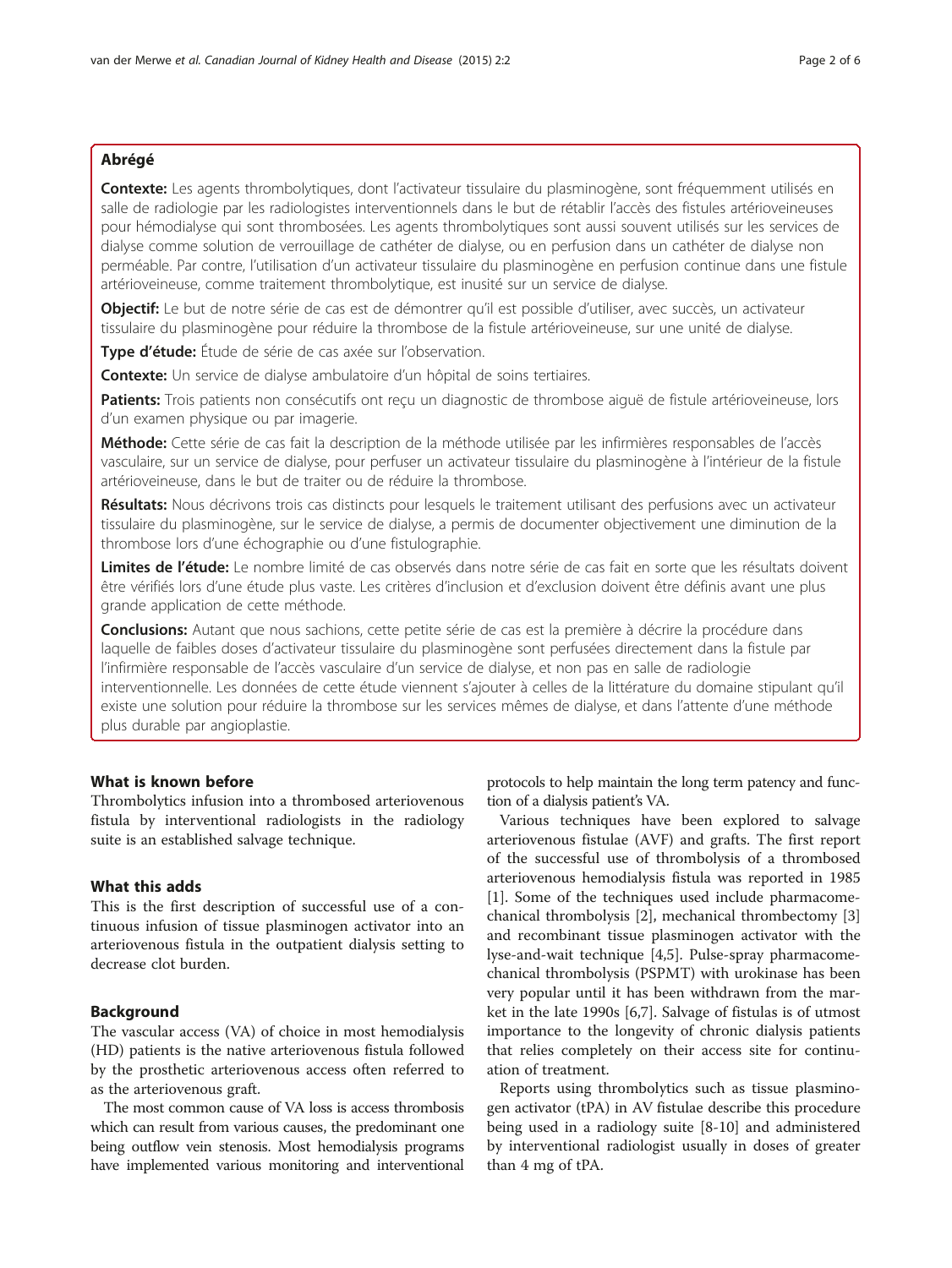## Abrégé

**Contexte:** Les agents thrombolytiques, dont l'activateur tissulaire du plasminogène, sont fréquemment utilisés en salle de radiologie par les radiologistes interventionnels dans le but de rétablir l'accès des fistules artérioveineuses pour hémodialyse qui sont thrombosées. Les agents thrombolytiques sont aussi souvent utilisés sur les services de dialyse comme solution de verrouillage de cathéter de dialyse, ou en perfusion dans un cathéter de dialyse non perméable. Par contre, l'utilisation d'un activateur tissulaire du plasminogène en perfusion continue dans une fistule artérioveineuse, comme traitement thrombolytique, est inusité sur un service de dialyse.

**Objectif:** Le but de notre série de cas est de démontrer qu'il est possible d'utiliser, avec succès, un activateur tissulaire du plasminogène pour réduire la thrombose de la fistule artérioveineuse, sur une unité de dialyse.

**Type d'étude:** Étude de série de cas axée sur l'observation.

**Contexte:** Un service de dialyse ambulatoire d'un hôpital de soins tertiaires.

**Patients:** Trois patients non consécutifs ont reçu un diagnostic de thrombose aiguë de fistule artérioveineuse, lors d'un examen physique ou par imagerie.

**Méthode:** Cette série de cas fait la description de la méthode utilisée par les infirmières responsables de l'accès vasculaire, sur un service de dialyse, pour perfuser un activateur tissulaire du plasminogène à l'intérieur de la fistule artérioveineuse, dans le but de traiter ou de réduire la thrombose.

**Résultats:** Nous décrivons trois cas distincts pour lesquels le traitement utilisant des perfusions avec un activateur tissulaire du plasminogène, sur le service de dialyse, a permis de documenter objectivement une diminution de la thrombose lors d'une échographie ou d'une fistulographie.

**Limites de l'étude:** Le nombre limité de cas observés dans notre série de cas fait en sorte que les résultats doivent être vérifiés lors d'une étude plus vaste. Les critères d'inclusion et d'exclusion doivent être définis avant une plus grande application de cette méthode.

**Conclusions:** Autant que nous sachions, cette petite série de cas est la première à décrire la procédure dans laquelle de faibles doses d'activateur tissulaire du plasminogène sont perfusées directement dans la fistule par l'infirmière responsable de l'accès vasculaire d'un service de dialyse, et non pas en salle de radiologie interventionnelle. Les données de cette étude viennent s'ajouter à celles de la littérature du domaine stipulant qu'il existe une solution pour réduire la thrombose sur les services mêmes de dialyse, et dans l'attente d'une méthode plus durable par angioplastie.

## What is known before

Thrombolytics infusion into a thrombosed arteriovenous fistula by interventional radiologists in the radiology suite is an established salvage technique.

## What this adds

This is the first description of successful use of a continuous infusion of tissue plasminogen activator into an arteriovenous fistula in the outpatient dialysis setting to decrease clot burden.

## Background

The vascular access (VA) of choice in most hemodialysis (HD) patients is the native arteriovenous fistula followed by the prosthetic arteriovenous access often referred to as the arteriovenous graft.

The most common cause of VA loss is access thrombosis which can result from various causes, the predominant one being outflow vein stenosis. Most hemodialysis programs have implemented various monitoring and interventional protocols to help maintain the long term patency and function of a dialysis patient's VA.

Various techniques have been explored to salvage arteriovenous fistulae (AVF) and grafts. The first report of the successful use of thrombolysis of a thrombosed arteriovenous hemodialysis fistula was reported in 1985 [1]. Some of the techniques used include pharmacomechanical thrombolysis [2], mechanical thrombectomy [3] and recombinant tissue plasminogen activator with the lyse-and-wait technique [4,5]. Pulse-spray pharmacomechanical thrombolysis (PSPMT) with urokinase has been very popular until it has been withdrawn from the market in the late 1990s [6,7]. Salvage of fistulas is of utmost importance to the longevity of chronic dialysis patients that relies completely on their access site for continuation of treatment.

Reports using thrombolytics such as tissue plasminogen activator (tPA) in AV fistulae describe this procedure being used in a radiology suite [8-10] and administered by interventional radiologist usually in doses of greater than 4 mg of tPA.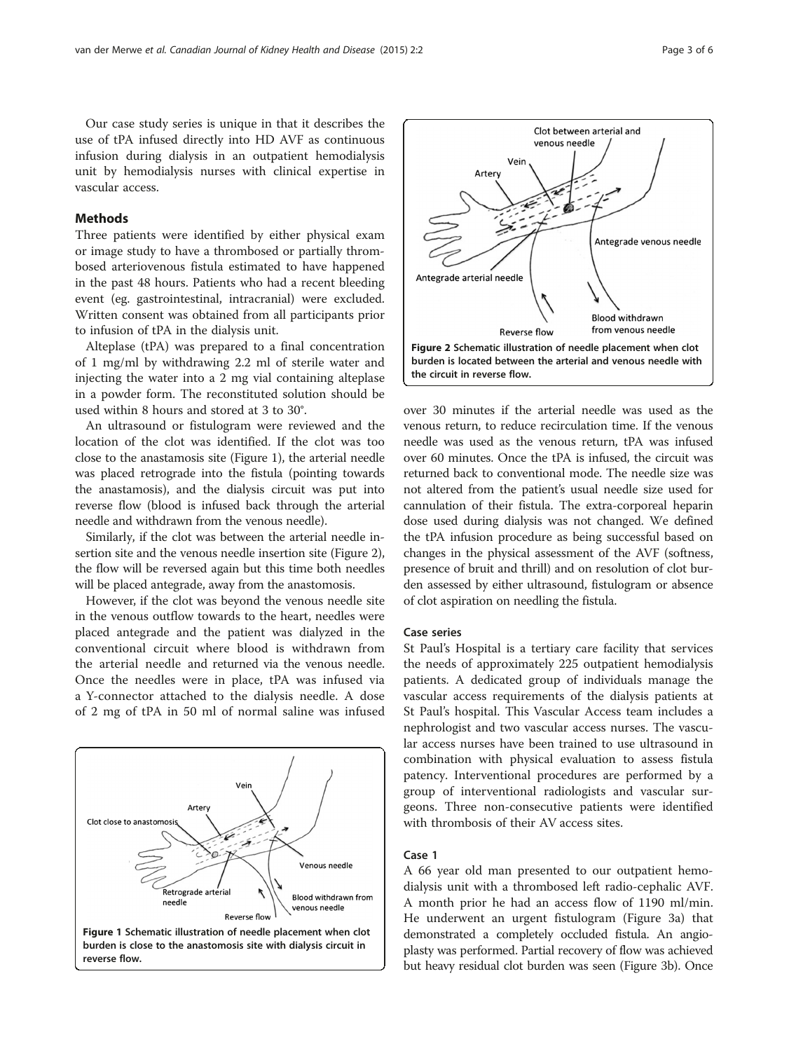Our case study series is unique in that it describes the use of tPA infused directly into HD AVF as continuous infusion during dialysis in an outpatient hemodialysis unit by hemodialysis nurses with clinical expertise in vascular access.

## Methods

Three patients were identified by either physical exam or image study to have a thrombosed or partially thrombosed arteriovenous fistula estimated to have happened in the past 48 hours. Patients who had a recent bleeding event (eg. gastrointestinal, intracranial) were excluded. Written consent was obtained from all participants prior to infusion of tPA in the dialysis unit.

Alteplase (tPA) was prepared to a final concentration of 1 mg/ml by withdrawing 2.2 ml of sterile water and injecting the water into a 2 mg vial containing alteplase in a powder form. The reconstituted solution should be used within 8 hours and stored at 3 to 30°.

An ultrasound or fistulogram were reviewed and the location of the clot was identified. If the clot was too close to the anastamosis site (Figure 1), the arterial needle was placed retrograde into the fistula (pointing towards the anastamosis), and the dialysis circuit was put into reverse flow (blood is infused back through the arterial needle and withdrawn from the venous needle).

Similarly, if the clot was between the arterial needle insertion site and the venous needle insertion site (Figure 2), the flow will be reversed again but this time both needles will be placed antegrade, away from the anastomosis.

However, if the clot was beyond the venous needle site in the venous outflow towards to the heart, needles were placed antegrade and the patient was dialyzed in the conventional circuit where blood is withdrawn from the arterial needle and returned via the venous needle. Once the needles were in place, tPA was infused via a Y-connector attached to the dialysis needle. A dose of 2 mg of tPA in 50 ml of normal saline was infused over 30 minutes if the arterial needle was used as the venous return, to reduce recirculation time. If the venous needle was used as the venous return, tPA was infused over 60 minutes. Once the tPA is infused, the circuit was returned back to conventional mode. The needle size was not altered from the patient's usual needle size used for cannulation of their fistula. The extra-corporeal heparin dose used during dialysis was not changed. We defined the tPA infusion procedure as being successful based on changes in the physical assessment of the AVF (softness, presence of bruit and thrill) and on resolution of clot burden assessed by either ultrasound, fistulogram or absence of clot aspiration on needling the fistula.

**Figure 1** Schematic illustration of needle placement when clot burden is close to the anastomosis site with dialysis circuit in reverse flow.

**Figure 2** Schematic illustration of needle placement when clot burden is located between the arterial and venous needle with the circuit in reverse flow.

### Case series

St Paul's Hospital is a tertiary care facility that services the needs of approximately 225 outpatient hemodialysis patients. A dedicated group of individuals manage the vascular access requirements of the dialysis patients at St Paul's hospital. This Vascular Access team includes a nephrologist and two vascular access nurses. The vascular access nurses have been trained to use ultrasound in combination with physical evaluation to assess fistula patency. Interventional procedures are performed by a group of interventional radiologists and vascular surgeons. Three non-consecutive patients were identified with thrombosis of their AV access sites.

### Case 1

A 66 year old man presented to our outpatient hemodialysis unit with a thrombosed left radio-cephalic AVF. A month prior he had an access flow of 1190 ml/min. He underwent an urgent fistulogram (Figure 3a) that demonstrated a completely occluded fistula. An angioplasty was performed. Partial recovery of flow was achieved but heavy residual clot burden was seen (Figure 3b). Once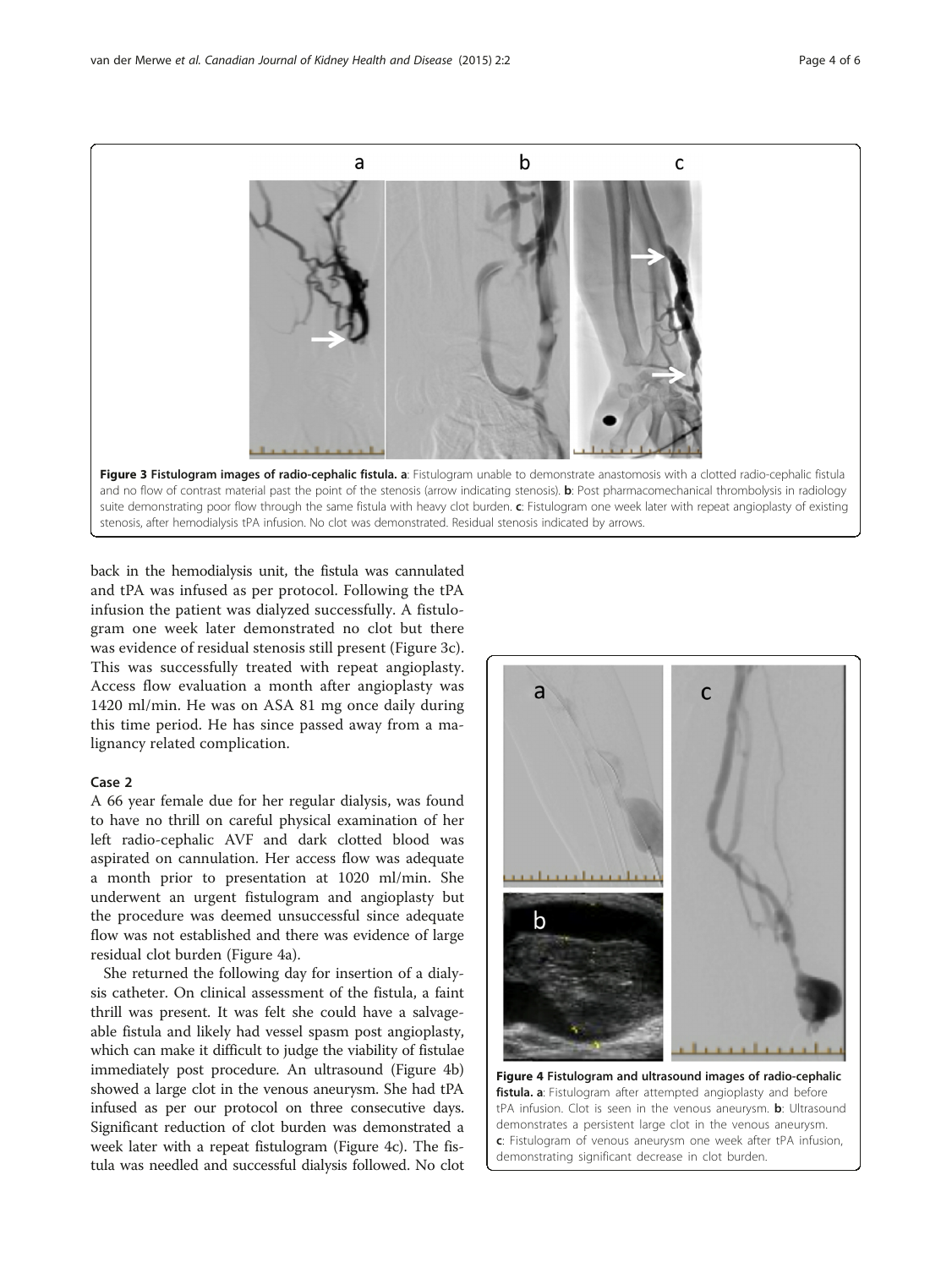Figure 3 Fistulogram images of radio-cephalic fistula. a: Fistulogram unable to demonstrate anastomosis with a clotted radio-cephalic fistula and no flow of contrast material past the point of the stenosis (arrow indicating stenosis). b: Post pharmacomechanical thrombolysis in radiology suite demonstrating poor flow through the same fistula with heavy clot burden. c: Fistulogram one week later with repeat angioplasty of existing stenosis, after hemodialysis tPA infusion. No clot was demonstrated. Residual stenosis indicated by arrows.

back in the hemodialysis unit, the fistula was cannulated and tPA was infused as per protocol. Following the tPA infusion the patient was dialyzed successfully. A fistulogram one week later demonstrated no clot but there was evidence of residual stenosis still present (Figure 3c). This was successfully treated with repeat angioplasty. Access flow evaluation a month after angioplasty was 1420 ml/min. He was on ASA 81 mg once daily during this time period. He has since passed away from a malignancy related complication.

### Case 2

A 66 year female due for her regular dialysis, was found to have no thrill on careful physical examination of her left radio-cephalic AVF and dark clotted blood was aspirated on cannulation. Her access flow was adequate a month prior to presentation at 1020 ml/min. She underwent an urgent fistulogram and angioplasty but the procedure was deemed unsuccessful since adequate flow was not established and there was evidence of large residual clot burden (Figure 4a).

She returned the following day for insertion of a dialysis catheter. On clinical assessment of the fistula, a faint thrill was present. It was felt she could have a salvageable fistula and likely had vessel spasm post angioplasty, which can make it difficult to judge the viability of fistulae immediately post procedure. An ultrasound (Figure 4b) showed a large clot in the venous aneurysm. She had tPA infused as per our protocol on three consecutive days. Significant reduction of clot burden was demonstrated a week later with a repeat fistulogram (Figure 4c). The fistula was needled and successful dialysis followed. No clot

Figure 4 Fistulogram and ultrasound images of radio-cephalic fistula. a: Fistulogram after attempted angioplasty and before tPA infusion. Clot is seen in the venous aneurysm. b: Ultrasound demonstrates a persistent large clot in the venous aneurysm. c: Fistulogram of venous aneurysm one week after tPA infusion, demonstrating significant decrease in clot burden.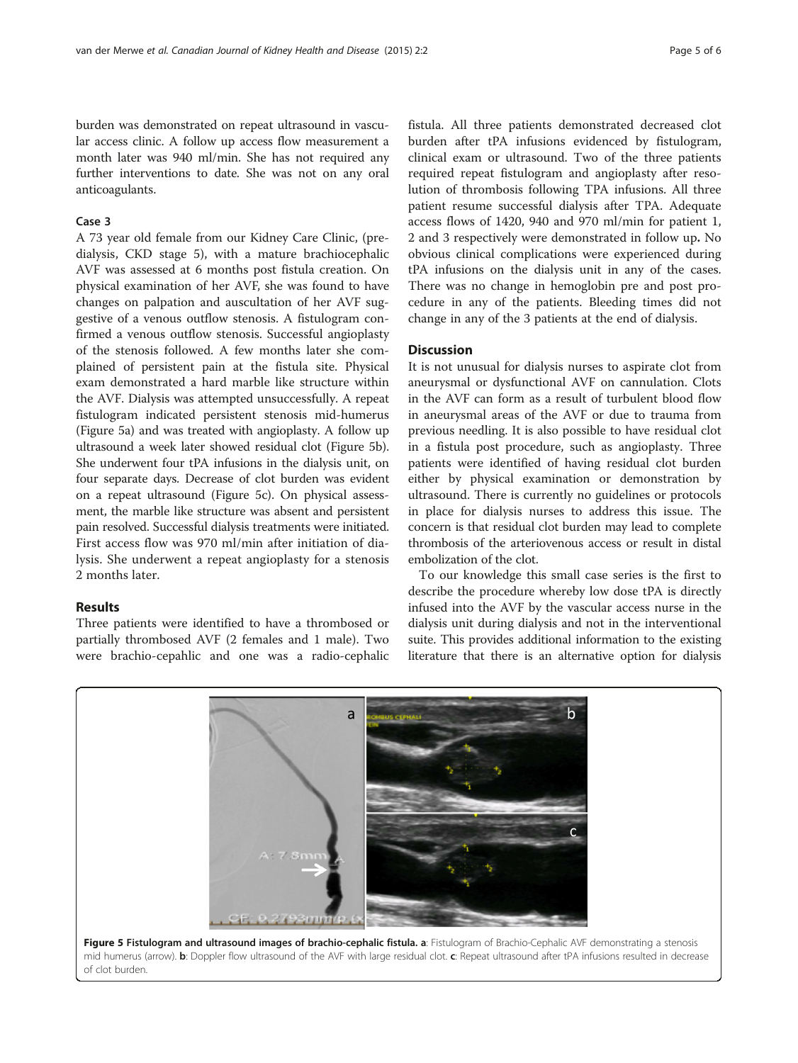burden was demonstrated on repeat ultrasound in vascular access clinic. A follow up access flow measurement a month later was 940 ml/min. She has not required any further interventions to date. She was not on any oral anticoagulants.

### Case 3

A 73 year old female from our Kidney Care Clinic, (pre-dialysis, CKD stage 5), with a mature brachiocephalic AVF was assessed at 6 months post fistula creation. On physical examination of her AVF, she was found to have changes on palpation and auscultation of her AVF suggestive of a venous outflow stenosis. A fistulogram confirmed a venous outflow stenosis. Successful angioplasty of the stenosis followed. A few months later she complained of persistent pain at the fistula site. Physical exam demonstrated a hard marble like structure within the AVF. Dialysis was attempted unsuccessfully. A repeat fistulogram indicated persistent stenosis mid-humerus (Figure 5a) and was treated with angioplasty. A follow up ultrasound a week later showed residual clot (Figure 5b). She underwent four tPA infusions in the dialysis unit, on four separate days. Decrease of clot burden was evident on a repeat ultrasound (Figure 5c). On physical assessment, the marble like structure was absent and persistent pain resolved. Successful dialysis treatments were initiated. First access flow was 970 ml/min after initiation of dialysis. She underwent a repeat angioplasty for a stenosis 2 months later.

## Results

Three patients were identified to have a thrombosed or partially thrombosed AVF (2 females and 1 male). Two were brachio-cepahlic and one was a radio-cephalic fistula. All three patients demonstrated decreased clot burden after tPA infusions evidenced by fistulogram, clinical exam or ultrasound. Two of the three patients required repeat fistulogram and angioplasty after resolution of thrombosis following TPA infusions. All three patient resume successful dialysis after TPA. Adequate access flows of 1420, 940 and 970 ml/min for patient 1, 2 and 3 respectively were demonstrated in follow up**.** No obvious clinical complications were experienced during tPA infusions on the dialysis unit in any of the cases. There was no change in hemoglobin pre and post procedure in any of the patients. Bleeding times did not change in any of the 3 patients at the end of dialysis.

## Discussion

It is not unusual for dialysis nurses to aspirate clot from aneurysmal or dysfunctional AVF on cannulation. Clots in the AVF can form as a result of turbulent blood flow in aneurysmal areas of the AVF or due to trauma from previous needling. It is also possible to have residual clot in a fistula post procedure, such as angioplasty. Three patients were identified of having residual clot burden either by physical examination or demonstration by ultrasound. There is currently no guidelines or protocols in place for dialysis nurses to address this issue. The concern is that residual clot burden may lead to complete thrombosis of the arteriovenous access or result in distal embolization of the clot.

To our knowledge this small case series is the first to describe the procedure whereby low dose tPA is directly infused into the AVF by the vascular access nurse in the dialysis unit during dialysis and not in the interventional suite. This provides additional information to the existing literature that there is an alternative option for dialysis

**Figure 5 Fistulogram and ultrasound images of brachio-cephalic fistula. a**: Fistulogram of Brachio-Cephalic AVF demonstrating a stenosis mid humerus (arrow). **b**: Doppler flow ultrasound of the AVF with large residual clot. **c**: Repeat ultrasound after tPA infusions resulted in decrease of clot burden.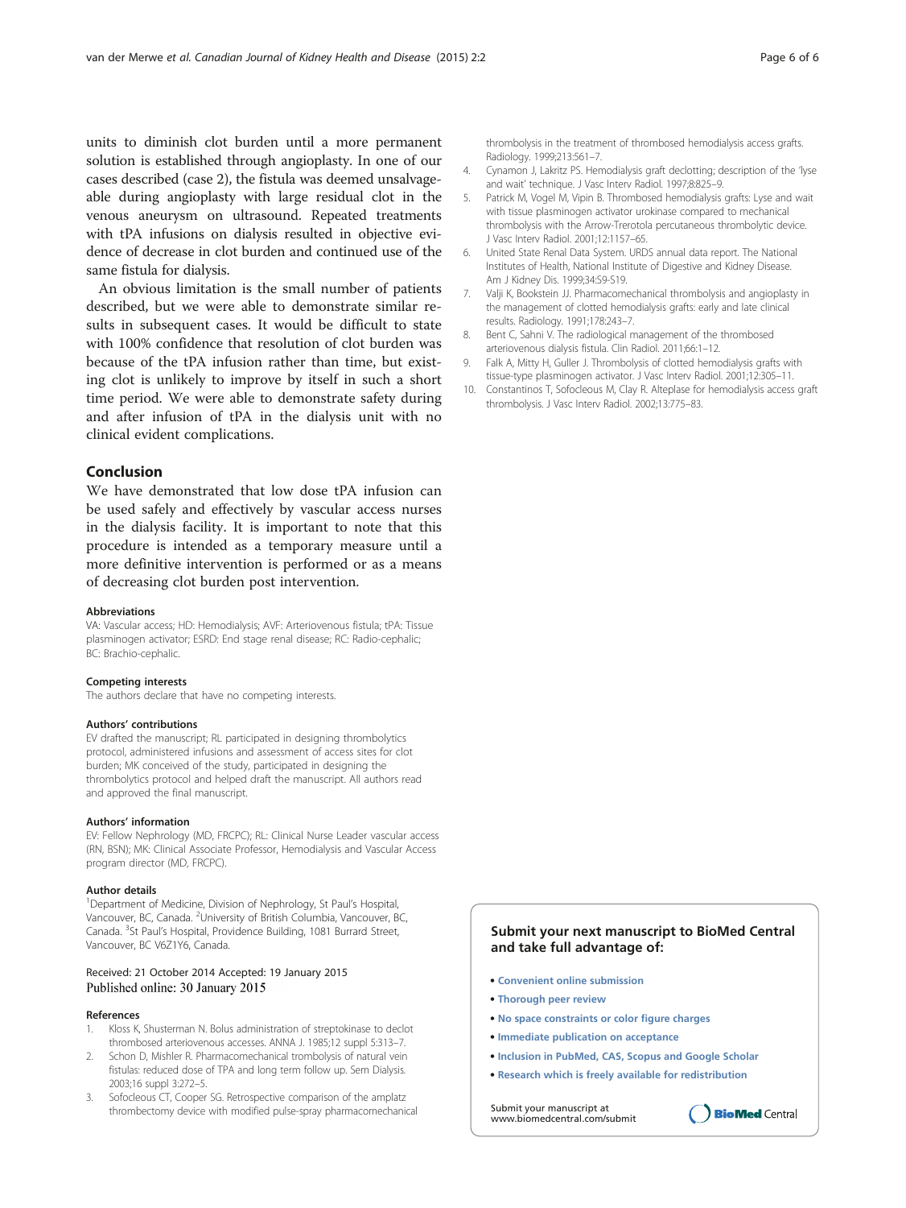units to diminish clot burden until a more permanent solution is established through angioplasty. In one of our cases described (case 2), the fistula was deemed unsalvageable during angioplasty with large residual clot in the venous aneurysm on ultrasound. Repeated treatments with tPA infusions on dialysis resulted in objective evidence of decrease in clot burden and continued use of the same fistula for dialysis.

An obvious limitation is the small number of patients described, but we were able to demonstrate similar results in subsequent cases. It would be difficult to state with 100% confidence that resolution of clot burden was because of the tPA infusion rather than time, but existing clot is unlikely to improve by itself in such a short time period. We were able to demonstrate safety during and after infusion of tPA in the dialysis unit with no clinical evident complications.

## Conclusion

We have demonstrated that low dose tPA infusion can be used safely and effectively by vascular access nurses in the dialysis facility. It is important to note that this procedure is intended as a temporary measure until a more definitive intervention is performed or as a means of decreasing clot burden post intervention.

#### Abbreviations

VA: Vascular access; HD: Hemodialysis; AVF: Arteriovenous fistula; tPA: Tissue plasminogen activator; ESRD: End stage renal disease; RC: Radio-cephalic; BC: Brachio-cephalic.

#### Competing interests

The authors declare that have no competing interests.

#### Authors' contributions

EV drafted the manuscript; RL participated in designing thrombolytics protocol, administered infusions and assessment of access sites for clot burden; MK conceived of the study, participated in designing the thrombolytics protocol and helped draft the manuscript. All authors read and approved the final manuscript.

#### Authors' information

EV: Fellow Nephrology (MD, FRCPC); RL: Clinical Nurse Leader vascular access (RN, BSN); MK: Clinical Associate Professor, Hemodialysis and Vascular Access program director (MD, FRCPC).

#### Author details

[1]Department of Medicine, Division of Nephrology, St Paul's Hospital, Vancouver, BC, Canada. [2]University of British Columbia, Vancouver, BC, Canada. [3]St Paul's Hospital, Providence Building, 1081 Burrard Street, Vancouver, BC V6Z1Y6, Canada.

Received: 21 October 2014 Accepted: 19 January 2015
Published online: 30 January 2015

#### References

1. Kloss K, Shusterman N. Bolus administration of streptokinase to declot thrombosed arteriovenous accesses. ANNA J. 1985;12 suppl 5:313–7.
2. Schon D, Mishler R. Pharmacomechanical trombolysis of natural vein fistulas: reduced dose of TPA and long term follow up. Sem Dialysis. 2003;16 suppl 3:272–5.
3. Sofocleous CT, Cooper SG. Retrospective comparison of the amplatz thrombectomy device with modified pulse-spray pharmacomechanical thrombolysis in the treatment of thrombosed hemodialysis access grafts. Radiology. 1999;213:561–7.
4. Cynamon J, Lakritz PS. Hemodialysis graft declotting; description of the 'lyse and wait' technique. J Vasc Interv Radiol. 1997;8:825–9.
5. Patrick M, Vogel M, Vipin B. Thrombosed hemodialysis grafts: Lyse and wait with tissue plasminogen activator urokinase compared to mechanical thrombolysis with the Arrow-Trerotola percutaneous thrombolytic device. J Vasc Interv Radiol. 2001;12:1157–65.
6. United State Renal Data System. URDS annual data report. The National Institutes of Health, National Institute of Digestive and Kidney Disease. Am J Kidney Dis. 1999;34:S9-S19.
7. Valji K, Bookstein JJ. Pharmacomechanical thrombolysis and angioplasty in the management of clotted hemodialysis grafts: early and late clinical results. Radiology. 1991;178:243–7.
8. Bent C, Sahni V. The radiological management of the thrombosed arteriovenous dialysis fistula. Clin Radiol. 2011;66:1–12.
9. Falk A, Mitty H, Guller J. Thrombolysis of clotted hemodialysis grafts with tissue-type plasminogen activator. J Vasc Interv Radiol. 2001;12:305–11.
10. Constantinos T, Sofocleous M, Clay R. Alteplase for hemodialysis access graft thrombolysis. J Vasc Interv Radiol. 2002;13:775–83.

**Submit your next manuscript to BioMed Central and take full advantage of:**

- Convenient online submission
- Thorough peer review
- No space constraints or color figure charges
- Immediate publication on acceptance
- Inclusion in PubMed, CAS, Scopus and Google Scholar
- Research which is freely available for redistribution

Submit your manuscript at www.biomedcentral.com/submit

BioMed Central